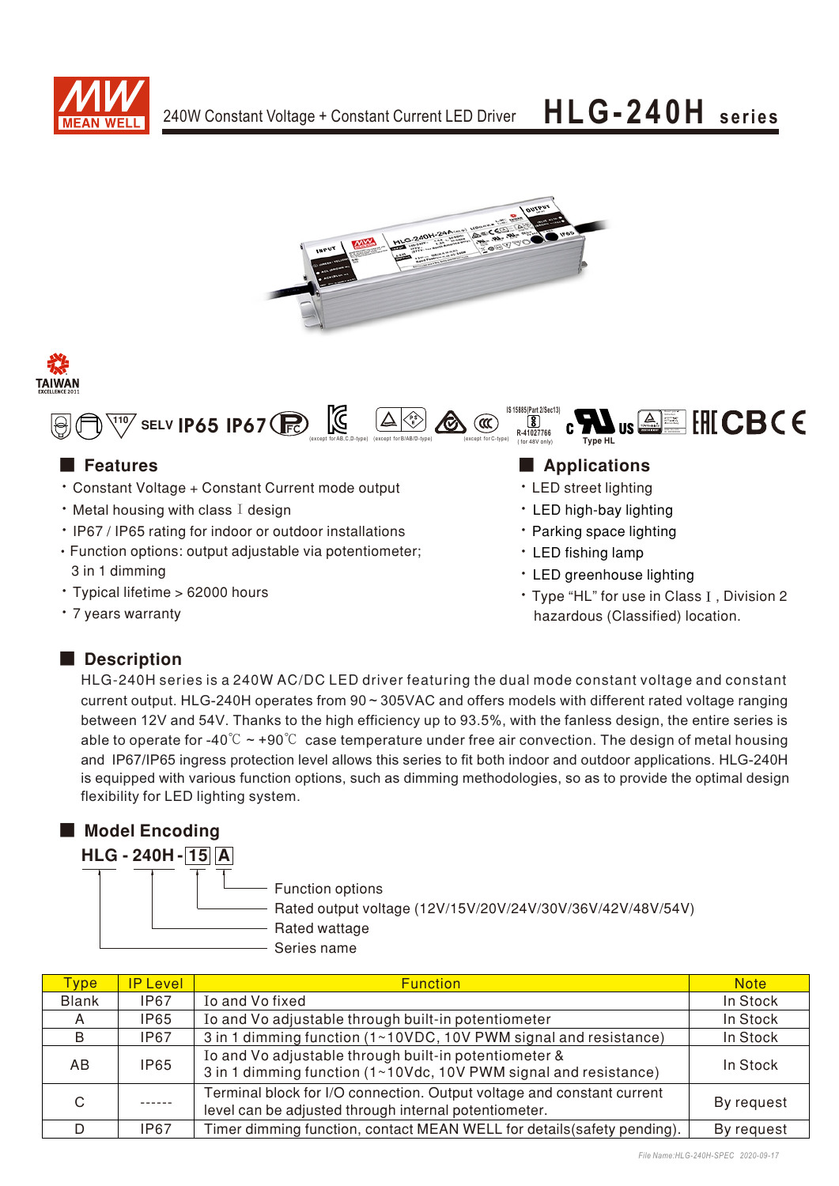# 240W Constant Voltage + Constant Current LED Driver — HLG-240H series

## Features

- Constant Voltage + Constant Current mode output
- Metal housing with class I design
- IP67 / IP65 rating for indoor or outdoor installations
- Function options: output adjustable via potentiometer; 3 in 1 dimming
- Typical lifetime > 62000 hours
- 7 years warranty

## Applications

- LED street lighting
- LED high-bay lighting
- Parking space lighting
- LED fishing lamp
- LED greenhouse lighting
- Type "HL" for use in Class I, Division 2 hazardous (Classified) location.

## Description

HLG-240H series is a 240W AC/DC LED driver featuring the dual mode constant voltage and constant current output. HLG-240H operates from 90 ~ 305VAC and offers models with different rated voltage ranging between 12V and 54V. Thanks to the high efficiency up to 93.5%, with the fanless design, the entire series is able to operate for -40℃ ~ +90℃ case temperature under free air convection. The design of metal housing and IP67/IP65 ingress protection level allows this series to fit both indoor and outdoor applications. HLG-240H is equipped with various function options, such as dimming methodologies, so as to provide the optimal design flexibility for LED lighting system.

## Model Encoding

**HLG - 240H - 15 A**

- A: Function options
- 15: Rated output voltage (12V/15V/20V/24V/30V/36V/42V/48V/54V)
- 240H: Rated wattage
- HLG: Series name

| Type | IP Level | Function | Note |
|---|---|---|---|
| Blank | IP67 | Io and Vo fixed | In Stock |
| A | IP65 | Io and Vo adjustable through built-in potentiometer | In Stock |
| B | IP67 | 3 in 1 dimming function (1~10VDC, 10V PWM signal and resistance) | In Stock |
| AB | IP65 | Io and Vo adjustable through built-in potentiometer & 3 in 1 dimming function (1~10Vdc, 10V PWM signal and resistance) | In Stock |
| C | ------ | Terminal block for I/O connection. Output voltage and constant current level can be adjusted through internal potentiometer. | By request |
| D | IP67 | Timer dimming function, contact MEAN WELL for details(safety pending). | By request |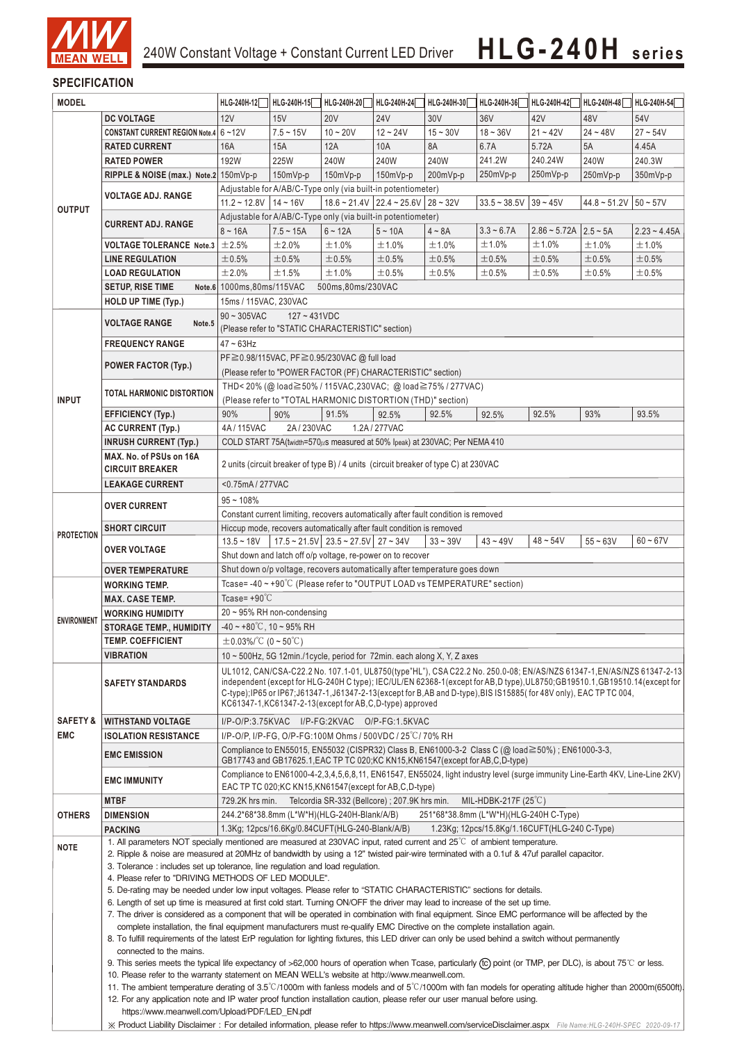# 240W Constant Voltage + Constant Current LED Driver — HLG-240H series

## SPECIFICATION

| MODEL | | HLG-240H-12 | HLG-240H-15 | HLG-240H-20 | HLG-240H-24 | HLG-240H-30 | HLG-240H-36 | HLG-240H-42 | HLG-240H-48 | HLG-240H-54 |
|---|---|---|---|---|---|---|---|---|---|---|
| OUTPUT | DC VOLTAGE | 12V | 15V | 20V | 24V | 30V | 36V | 42V | 48V | 54V |
| | CONSTANT CURRENT REGION Note.4 | 6 ~ 12V | 7.5 ~ 15V | 10 ~ 20V | 12 ~ 24V | 15 ~ 30V | 18 ~ 36V | 21 ~ 42V | 24 ~ 48V | 27 ~ 54V |
| | RATED CURRENT | 16A | 15A | 12A | 10A | 8A | 6.7A | 5.72A | 5A | 4.45A |
| | RATED POWER | 192W | 225W | 240W | 240W | 240W | 241.2W | 240.24W | 240W | 240.3W |
| | RIPPLE & NOISE (max.) Note.2 | 150mVp-p | 150mVp-p | 150mVp-p | 150mVp-p | 200mVp-p | 250mVp-p | 250mVp-p | 250mVp-p | 350mVp-p |
| | VOLTAGE ADJ. RANGE | Adjustable for A/AB/C-Type only (via built-in potentiometer) | | | | | | | | |
| | | 11.2 ~ 12.8V | 14 ~ 16V | 18.6 ~ 21.4V | 22.4 ~ 25.6V | 28 ~ 32V | 33.5 ~ 38.5V | 39 ~ 45V | 44.8 ~ 51.2V | 50 ~ 57V |
| | CURRENT ADJ. RANGE | Adjustable for A/AB/C-Type only (via built-in potentiometer) | | | | | | | | |
| | | 8 ~ 16A | 7.5 ~ 15A | 6 ~ 12A | 5 ~ 10A | 4 ~ 8A | 3.3 ~ 6.7A | 2.86 ~ 5.72A | 2.5 ~ 5A | 2.23 ~ 4.45A |
| | VOLTAGE TOLERANCE Note.3 | ±2.5% | ±2.0% | ±1.0% | ±1.0% | ±1.0% | ±1.0% | ±1.0% | ±1.0% | ±1.0% |
| | LINE REGULATION | ±0.5% | ±0.5% | ±0.5% | ±0.5% | ±0.5% | ±0.5% | ±0.5% | ±0.5% | ±0.5% |
| | LOAD REGULATION | ±2.0% | ±1.5% | ±1.0% | ±0.5% | ±0.5% | ±0.5% | ±0.5% | ±0.5% | ±0.5% |
| | SETUP, RISE TIME Note.6 | 1000ms,80ms/115VAC 500ms,80ms/230VAC | | | | | | | | |
| | HOLD UP TIME (Typ.) | 15ms / 115VAC, 230VAC | | | | | | | | |
| INPUT | VOLTAGE RANGE Note.5 | 90 ~ 305VAC 127 ~ 431VDC (Please refer to "STATIC CHARACTERISTIC" section) | | | | | | | | |
| | FREQUENCY RANGE | 47 ~ 63Hz | | | | | | | | |
| | POWER FACTOR (Typ.) | PF≧0.98/115VAC, PF≧0.95/230VAC @ full load (Please refer to "POWER FACTOR (PF) CHARACTERISTIC" section) | | | | | | | | |
| | TOTAL HARMONIC DISTORTION | THD< 20% (@ load≧50% / 115VAC,230VAC; @ load≧75% / 277VAC) (Please refer to "TOTAL HARMONIC DISTORTION (THD)" section) | | | | | | | | |
| | EFFICIENCY (Typ.) | 90% | 90% | 91.5% | 92.5% | 92.5% | 92.5% | 92.5% | 93% | 93.5% |
| | AC CURRENT (Typ.) | 4A / 115VAC 2A / 230VAC 1.2A / 277VAC | | | | | | | | |
| | INRUSH CURRENT (Typ.) | COLD START 75A(twidth=570μs measured at 50% Ipeak) at 230VAC; Per NEMA 410 | | | | | | | | |
| | MAX. No. of PSUs on 16A CIRCUIT BREAKER | 2 units (circuit breaker of type B) / 4 units (circuit breaker of type C) at 230VAC | | | | | | | | |
| | LEAKAGE CURRENT | <0.75mA / 277VAC | | | | | | | | |
| PROTECTION | OVER CURRENT | 95 ~ 108% Constant current limiting, recovers automatically after fault condition is removed | | | | | | | | |
| | SHORT CIRCUIT | Hiccup mode, recovers automatically after fault condition is removed | | | | | | | | |
| | OVER VOLTAGE | 13.5 ~ 18V | 17.5 ~ 21.5V | 23.5 ~ 27.5V | 27 ~ 34V | 33 ~ 39V | 43 ~ 49V | 48 ~ 54V | 55 ~ 63V | 60 ~ 67V |
| | | Shut down and latch off o/p voltage, re-power on to recover | | | | | | | | |
| | OVER TEMPERATURE | Shut down o/p voltage, recovers automatically after temperature goes down | | | | | | | | |
| ENVIRONMENT | WORKING TEMP. | Tcase= -40 ~ +90℃ (Please refer to "OUTPUT LOAD vs TEMPERATURE" section) | | | | | | | | |
| | MAX. CASE TEMP. | Tcase= +90℃ | | | | | | | | |
| | WORKING HUMIDITY | 20 ~ 95% RH non-condensing | | | | | | | | |
| | STORAGE TEMP., HUMIDITY | -40 ~ +80℃, 10 ~ 95% RH | | | | | | | | |
| | TEMP. COEFFICIENT | ±0.03%/℃ (0 ~ 50℃) | | | | | | | | |
| | VIBRATION | 10 ~ 500Hz, 5G 12min./1cycle, period for 72min. each along X, Y, Z axes | | | | | | | | |
| SAFETY & EMC | SAFETY STANDARDS | UL1012, CAN/CSA-C22.2 No. 107.1-01, UL8750(type"HL"), CSA C22.2 No. 250.0-08; EN/AS/NZS 61347-1,EN/AS/NZS 61347-2-13 independent (except for HLG-240H C type); IEC/UL/EN 62368-1(except for AB,D type),UL8750;GB19510.1,GB19510.14(except for C-type);IP65 or IP67;J61347-1,J61347-2-13(except for B,AB and D-type),BIS IS15885( for 48V only), EAC TP TC 004, KC61347-1,KC61347-2-13(except for AB,C,D-type) approved | | | | | | | | |
| | WITHSTAND VOLTAGE | I/P-O/P:3.75KVAC I/P-FG:2KVAC O/P-FG:1.5KVAC | | | | | | | | |
| | ISOLATION RESISTANCE | I/P-O/P, I/P-FG, O/P-FG:100M Ohms / 500VDC / 25℃/ 70% RH | | | | | | | | |
| | EMC EMISSION | Compliance to EN55015, EN55032 (CISPR32) Class B, EN61000-3-2 Class C (@ load≧50%) ; EN61000-3-3, GB17743 and GB17625.1,EAC TP TC 020;KC KN15,KN61547(except for AB,C,D-type) | | | | | | | | |
| | EMC IMMUNITY | Compliance to EN61000-4-2,3,4,5,6,8,11, EN61547, EN55024, light industry level (surge immunity Line-Earth 4KV, Line-Line 2KV) EAC TP TC 020;KC KN15,KN61547(except for AB,C,D-type) | | | | | | | | |
| OTHERS | MTBF | 729.2K hrs min. Telcordia SR-332 (Bellcore) ; 207.9K hrs min. MIL-HDBK-217F (25℃) | | | | | | | | |
| | DIMENSION | 244.2*68*38.8mm (L*W*H)(HLG-240H-Blank/A/B) 251*68*38.8mm (L*W*H)(HLG-240H C-Type) | | | | | | | | |
| | PACKING | 1.3Kg; 12pcs/16.6Kg/0.84CUFT(HLG-240-Blank/A/B) 1.23Kg; 12pcs/15.8Kg/1.16CUFT(HLG-240 C-Type) | | | | | | | | |

**NOTE**

1. All parameters NOT specially mentioned are measured at 230VAC input, rated current and 25℃ of ambient temperature.
2. Ripple & noise are measured at 20MHz of bandwidth by using a 12" twisted pair-wire terminated with a 0.1uf & 47uf parallel capacitor.
3. Tolerance : includes set up tolerance, line regulation and load regulation.
4. Please refer to "DRIVING METHODS OF LED MODULE".
5. De-rating may be needed under low input voltages. Please refer to "STATIC CHARACTERISTIC" sections for details.
6. Length of set up time is measured at first cold start. Turning ON/OFF the driver may lead to increase of the set up time.
7. The driver is considered as a component that will be operated in combination with final equipment. Since EMC performance will be affected by the complete installation, the final equipment manufacturers must re-qualify EMC Directive on the complete installation again.
8. To fulfill requirements of the latest ErP regulation for lighting fixtures, this LED driver can only be used behind a switch without permanently connected to the mains.
9. This series meets the typical life expectancy of >62,000 hours of operation when Tcase, particularly (tc) point (or TMP, per DLC), is about 75℃ or less.
10. Please refer to the warranty statement on MEAN WELL's website at http://www.meanwell.com.
11. The ambient temperature derating of 3.5℃/1000m with fanless models and of 5℃/1000m with fan models for operating altitude higher than 2000m(6500ft).
12. For any application note and IP water proof function installation caution, please refer our user manual before using. https://www.meanwell.com/Upload/PDF/LED_EN.pdf

※ Product Liability Disclaimer：For detailed information, please refer to https://www.meanwell.com/serviceDisclaimer.aspx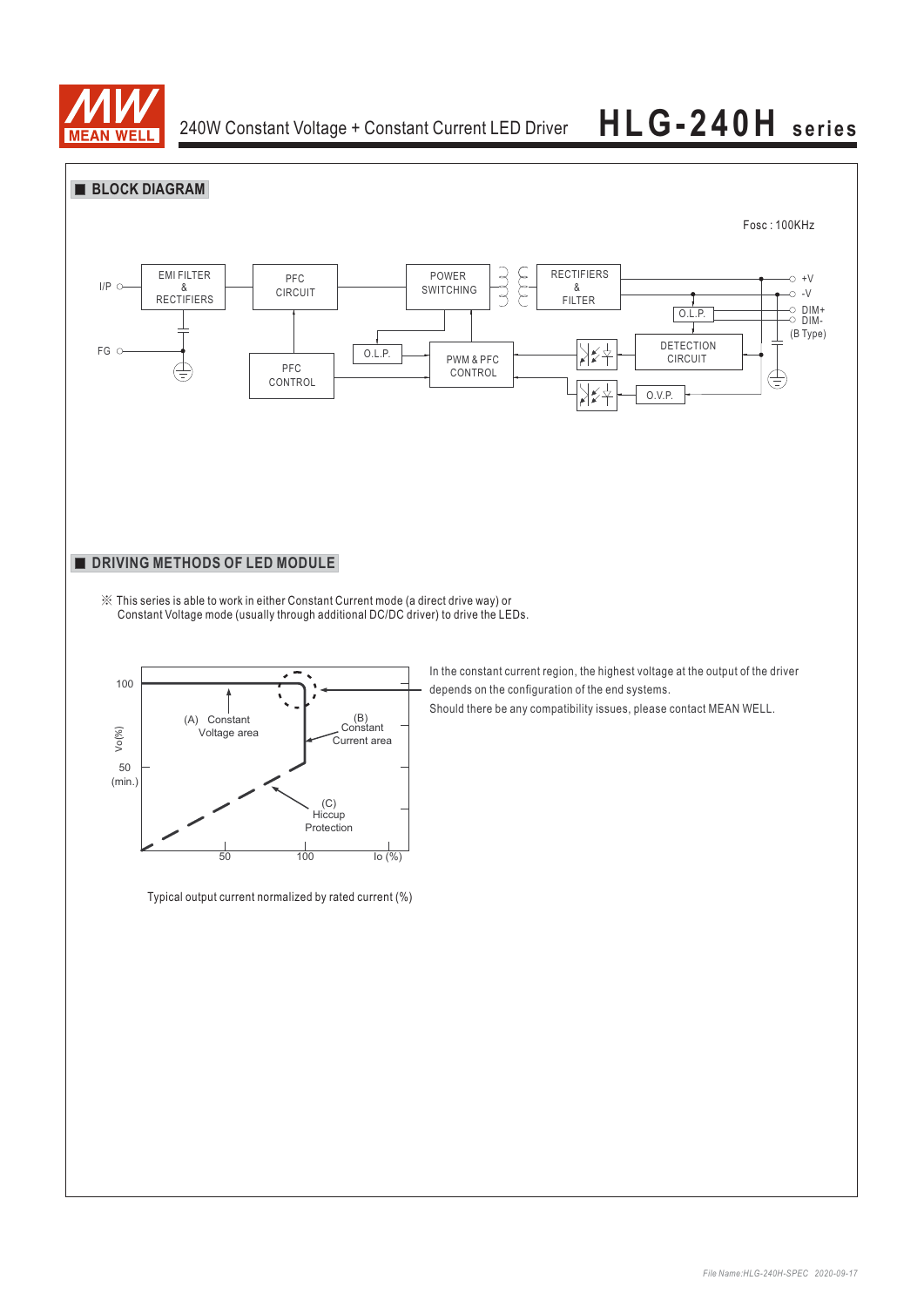## BLOCK DIAGRAM

Fosc : 100KHz

I/P, FG, EMI FILTER & RECTIFIERS, PFC CIRCUIT, POWER SWITCHING, RECTIFIERS & FILTER, O.L.P., PFC CONTROL, PWM & PFC CONTROL, DETECTION CIRCUIT, O.V.P., +V, -V, DIM+, DIM- (B Type)

## DRIVING METHODS OF LED MODULE

※ This series is able to work in either Constant Current mode (a direct drive way) or Constant Voltage mode (usually through additional DC/DC driver) to drive the LEDs.

In the constant current region, the highest voltage at the output of the driver depends on the configuration of the end systems.

Should there be any compatibility issues, please contact MEAN WELL.

Vo(%): 100, 50 (min.); Io (%): 50, 100

(A) Constant Voltage area; (B) Constant Current area; (C) Hiccup Protection

Typical output current normalized by rated current (%)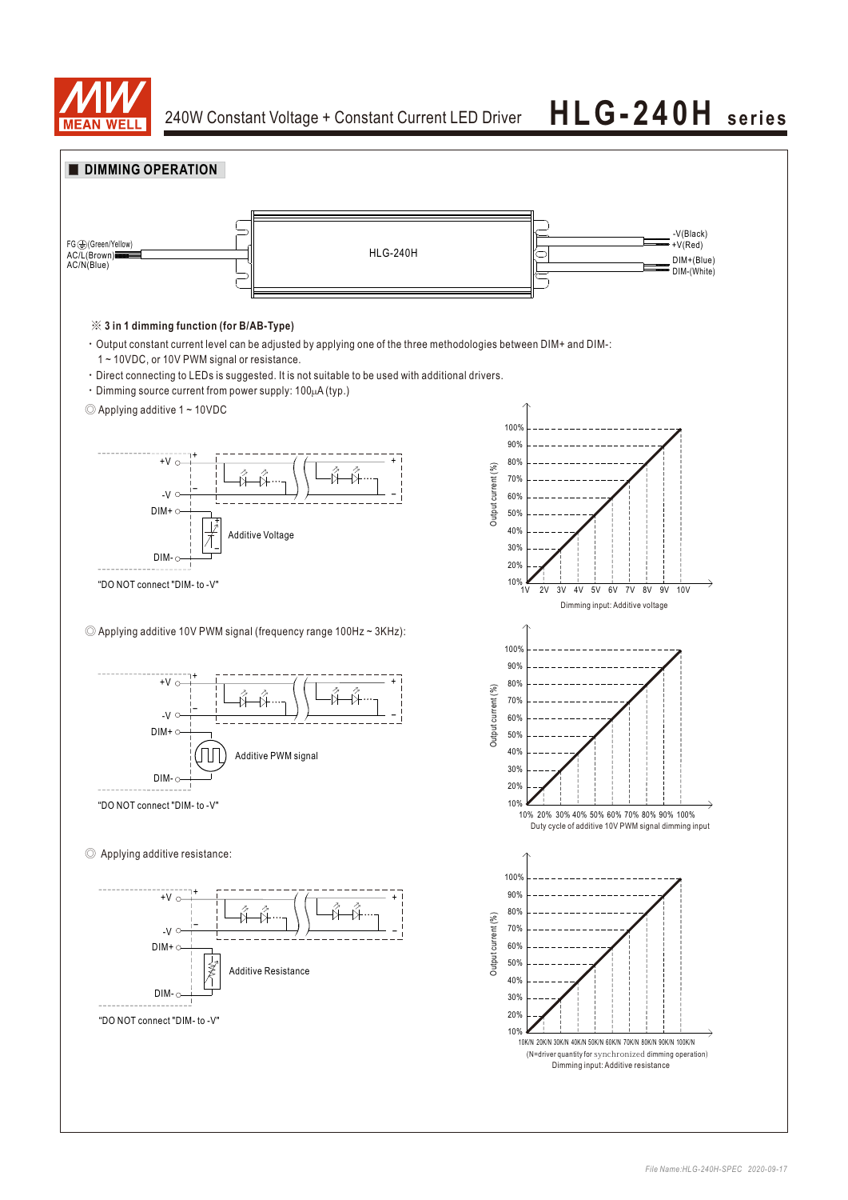## DIMMING OPERATION

FG⏚(Green/Yellow)
AC/L(Brown)
AC/N(Blue)

HLG-240H

-V(Black)
+V(Red)
DIM+(Blue)
DIM-(White)

※ **3 in 1 dimming function (for B/AB-Type)**

- Output constant current level can be adjusted by applying one of the three methodologies between DIM+ and DIM-: 1 ~ 10VDC, or 10V PWM signal or resistance.
- Direct connecting to LEDs is suggested. It is not suitable to be used with additional drivers.
- Dimming source current from power supply: 100μA (typ.)

◎ Applying additive 1 ~ 10VDC

+V, -V, DIM+, DIM-

Additive Voltage

"DO NOT connect "DIM- to -V"

Output current (%): 10%, 20%, 30%, 40%, 50%, 60%, 70%, 80%, 90%, 100%

1V 2V 3V 4V 5V 6V 7V 8V 9V 10V

Dimming input: Additive voltage

◎ Applying additive 10V PWM signal (frequency range 100Hz ~ 3KHz):

+V, -V, DIM+, DIM-

Additive PWM signal

"DO NOT connect "DIM- to -V"

Output current (%): 10%, 20%, 30%, 40%, 50%, 60%, 70%, 80%, 90%, 100%

10% 20% 30% 40% 50% 60% 70% 80% 90% 100%

Duty cycle of additive 10V PWM signal dimming input

◎ Applying additive resistance:

+V, -V, DIM+, DIM-

Additive Resistance

"DO NOT connect "DIM- to -V"

Output current (%): 10%, 20%, 30%, 40%, 50%, 60%, 70%, 80%, 90%, 100%

10K/N 20K/N 30K/N 40K/N 50K/N 60K/N 70K/N 80K/N 90K/N 100K/N

(N=driver quantity for synchronized dimming operation)

Dimming input: Additive resistance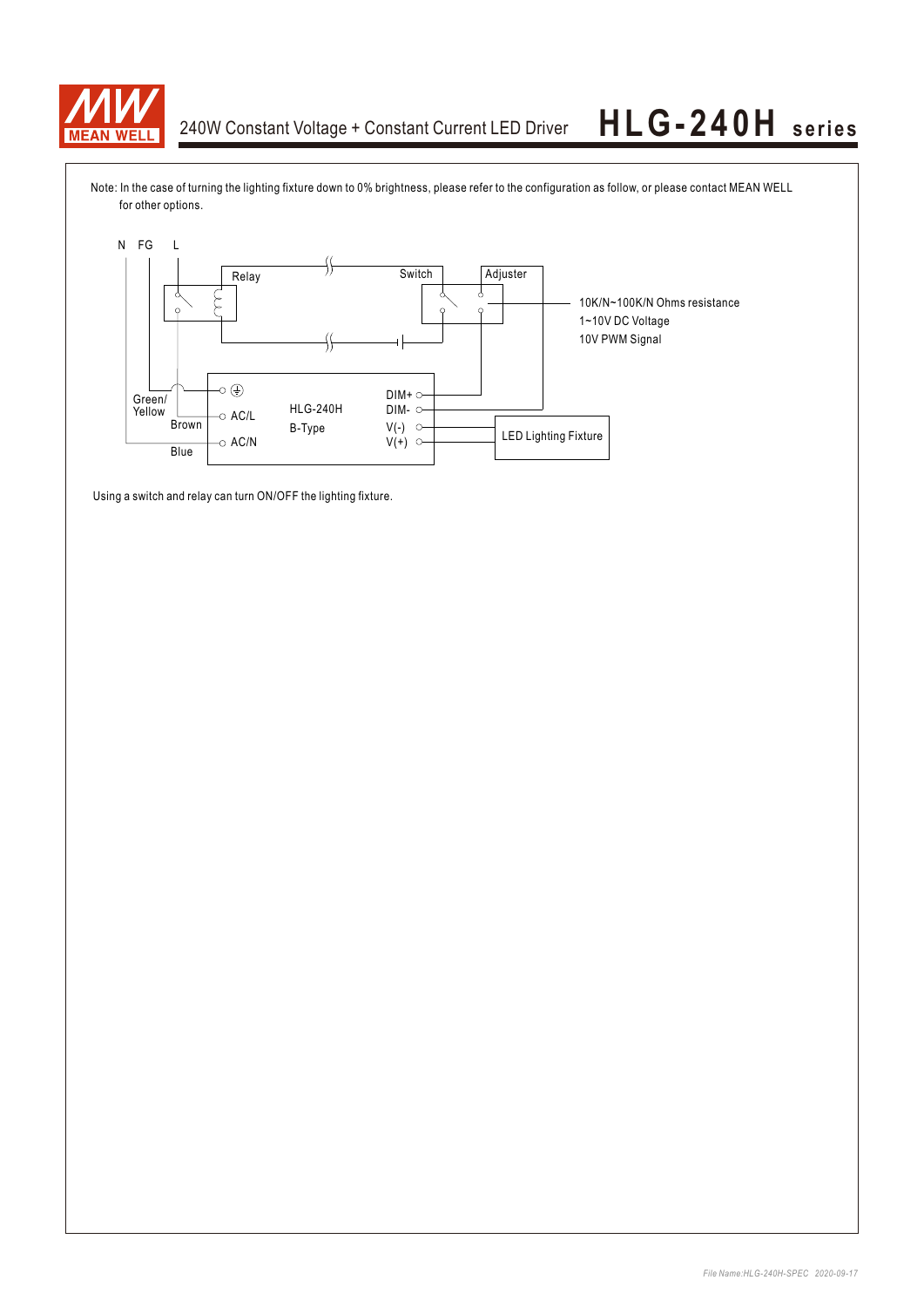Note: In the case of turning the lighting fixture down to 0% brightness, please refer to the configuration as follow, or please contact MEAN WELL for other options.

N FG L

Relay

Switch

Adjuster

10K/N~100K/N Ohms resistance
1~10V DC Voltage
10V PWM Signal

Green/ Yellow

Brown

Blue

AC/L

AC/N

HLG-240H
B-Type

DIM+
DIM-
V(-)
V(+)

LED Lighting Fixture

Using a switch and relay can turn ON/OFF the lighting fixture.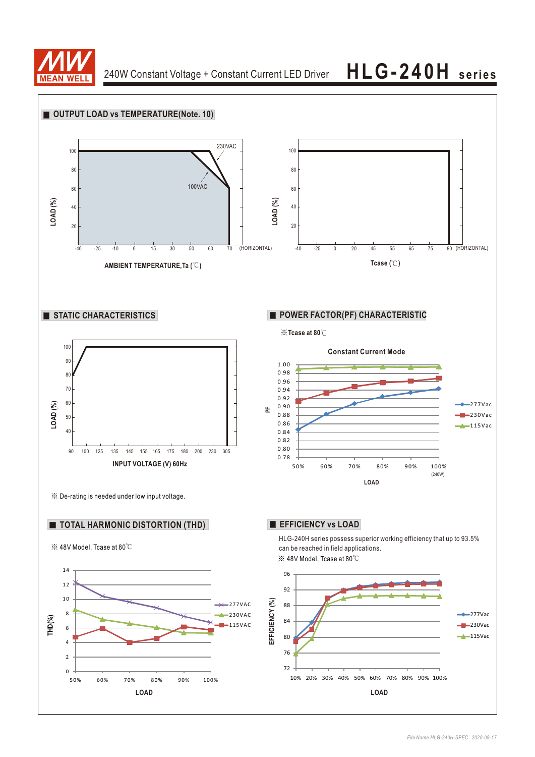## ■ OUTPUT LOAD vs TEMPERATURE(Note. 10)

LOAD (%)

100, 80, 60, 40, 20

230VAC

100VAC

-40 -25 -10 0 15 30 50 60 70 (HORIZONTAL)

AMBIENT TEMPERATURE,Ta (℃)

LOAD (%)

100, 80, 60, 40, 20

-40 -25 0 20 45 55 65 75 90 (HORIZONTAL)

Tcase (℃)

## ■ STATIC CHARACTERISTICS

LOAD (%)

100, 90, 80, 70, 60, 50, 40

90 100 125 135 145 155 165 175 180 200 230 305

INPUT VOLTAGE (V) 60Hz

※ De-rating is needed under low input voltage.

## ■ POWER FACTOR(PF) CHARACTERISTIC

※Tcase at 80℃

Constant Current Mode

PF

1.00, 0.98, 0.96, 0.94, 0.92, 0.90, 0.88, 0.86, 0.84, 0.82, 0.80, 0.78

50% 60% 70% 80% 90% 100% (240W)

LOAD

277Vac, 230Vac, 115Vac

## ■ TOTAL HARMONIC DISTORTION (THD)

※ 48V Model, Tcase at 80℃

THD(%)

14, 12, 10, 8, 6, 4, 2, 0

50% 60% 70% 80% 90% 100%

LOAD

277VAC, 230VAC, 115VAC

## ■ EFFICIENCY vs LOAD

HLG-240H series possess superior working efficiency that up to 93.5% can be reached in field applications.

※ 48V Model, Tcase at 80℃

EFFICIENCY (%)

96, 92, 88, 84, 80, 76, 72

10% 20% 30% 40% 50% 60% 70% 80% 90% 100%

LOAD

277Vac, 230Vac, 115Vac

File Name:HLG-240H-SPEC 2020-09-17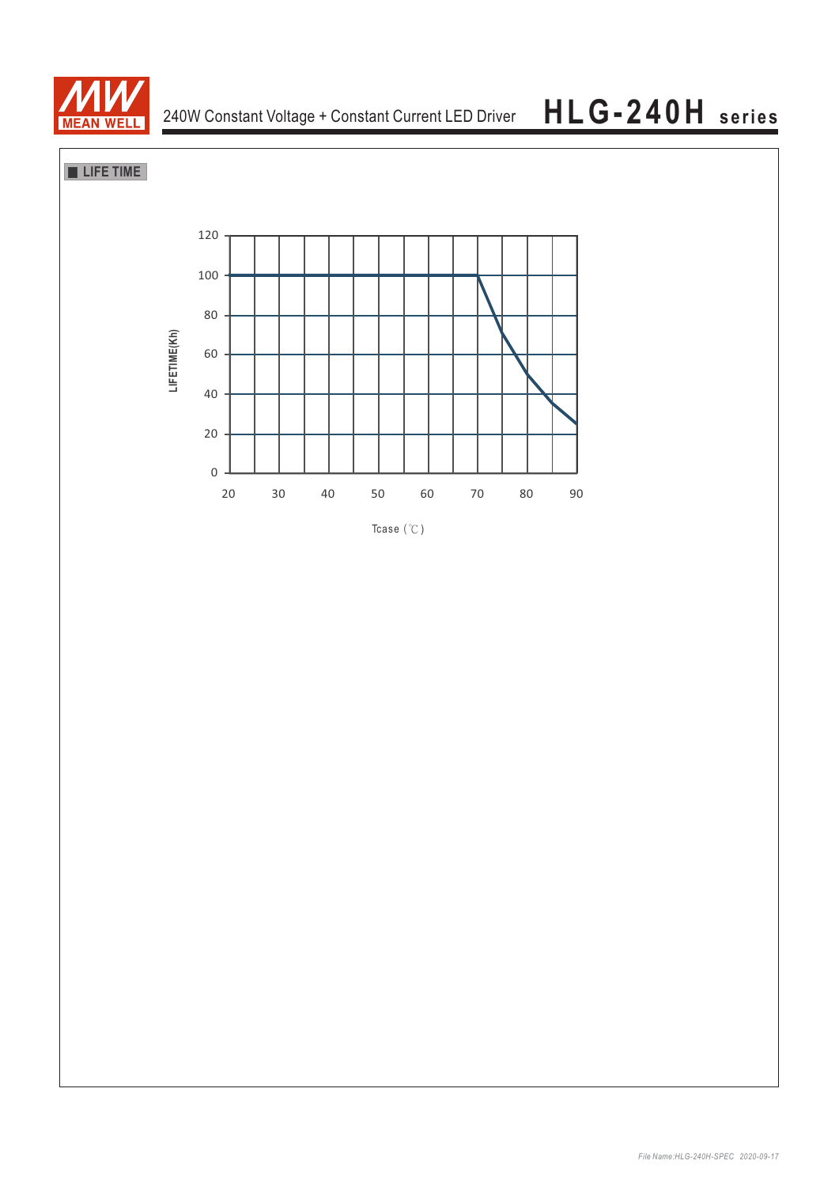## LIFE TIME

LIFETIME(Kh)

120, 100, 80, 60, 40, 20, 0

20, 30, 40, 50, 60, 70, 80, 90

Tcase (℃)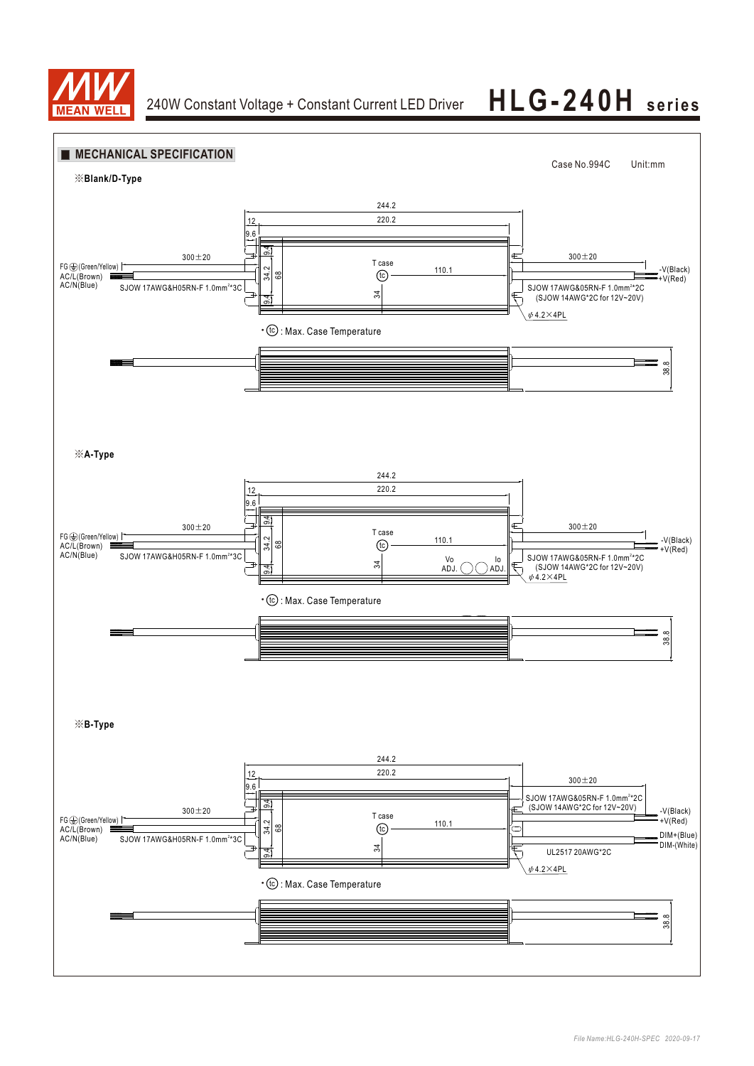## ■ MECHANICAL SPECIFICATION

Case No.994C　　Unit:mm

※Blank/D-Type

244.2
220.2
12
9.6
9.4
34.2
68
9.4
34
300±20
FG ⏚(Green/Yellow)
AC/L(Brown)
AC/N(Blue)
SJOW 17AWG&H05RN-F 1.0mm²*3C
T case
tc
110.1
300±20
-V(Black)
+V(Red)
SJOW 17AWG&05RN-F 1.0mm²*2C
(SJOW 14AWG*2C for 12V~20V)
φ4.2×4PL

• tc : Max. Case Temperature

38.8

※A-Type

244.2
220.2
12
9.6
9.4
34.2
68
9.4
34
300±20
FG ⏚(Green/Yellow)
AC/L(Brown)
AC/N(Blue)
SJOW 17AWG&H05RN-F 1.0mm²*3C
T case
tc
110.1
Vo ADJ.
Io ADJ.
300±20
-V(Black)
+V(Red)
SJOW 17AWG&05RN-F 1.0mm²*2C
(SJOW 14AWG*2C for 12V~20V)
φ4.2×4PL

• tc : Max. Case Temperature

38.8

※B-Type

244.2
220.2
12
9.6
9.4
34.2
68
9.4
34
300±20
FG ⏚(Green/Yellow)
AC/L(Brown)
AC/N(Blue)
SJOW 17AWG&H05RN-F 1.0mm²*3C
T case
tc
110.1
300±20
SJOW 17AWG&05RN-F 1.0mm²*2C
(SJOW 14AWG*2C for 12V~20V)
-V(Black)
+V(Red)
DIM+(Blue)
DIM-(White)
UL2517 20AWG*2C
φ4.2×4PL

• tc : Max. Case Temperature

38.8

*File Name:HLG-240H-SPEC 2020-09-17*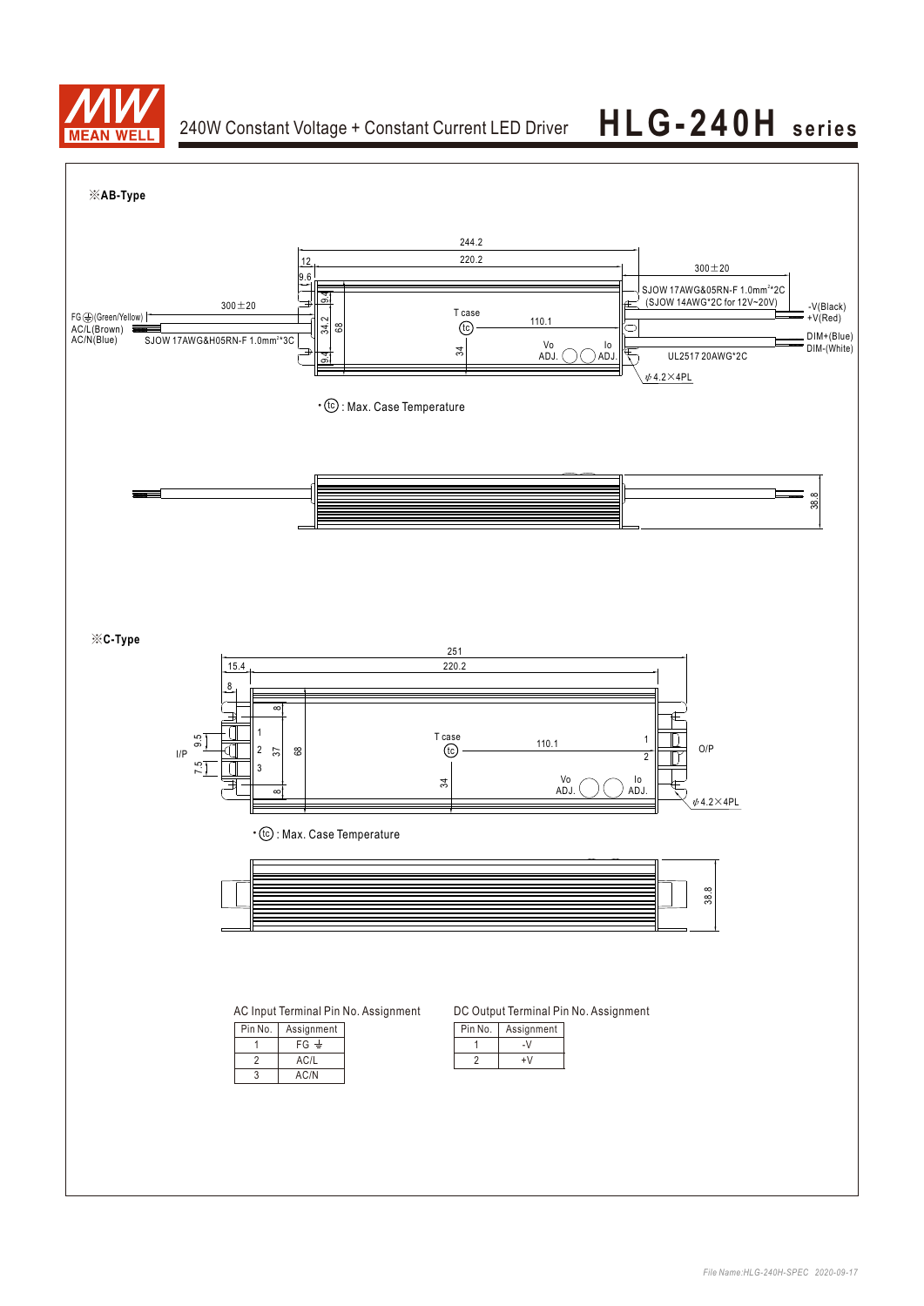※AB-Type

244.2

220.2

12

9.6

300±20

SJOW 17AWG&05RN-F 1.0mm²*2C
(SJOW 14AWG*2C for 12V~20V)

-V(Black)
+V(Red)

300±20

FG ⏚(Green/Yellow)
AC/L(Brown)
AC/N(Blue)

SJOW 17AWG&H05RN-F 1.0mm²*3C

T case

110.1

Vo ADJ.

Io ADJ.

DIM+(Blue)
DIM-(White)

UL2517 20AWG*2C

φ4.2×4PL

9.4

34.2

68

34

9.4

• (tc) : Max. Case Temperature

38.8

※C-Type

251

15.4

220.2

8

8

37

68

8

I/P

9.5

7.5

1
2
3

T case

110.1

1
2

O/P

34

Vo ADJ.

Io ADJ.

φ4.2×4PL

• (tc) : Max. Case Temperature

38.8

AC Input Terminal Pin No. Assignment

| Pin No. | Assignment |
|---|---|
| 1 | FG ⏚ |
| 2 | AC/L |
| 3 | AC/N |

DC Output Terminal Pin No. Assignment

| Pin No. | Assignment |
|---|---|
| 1 | -V |
| 2 | +V |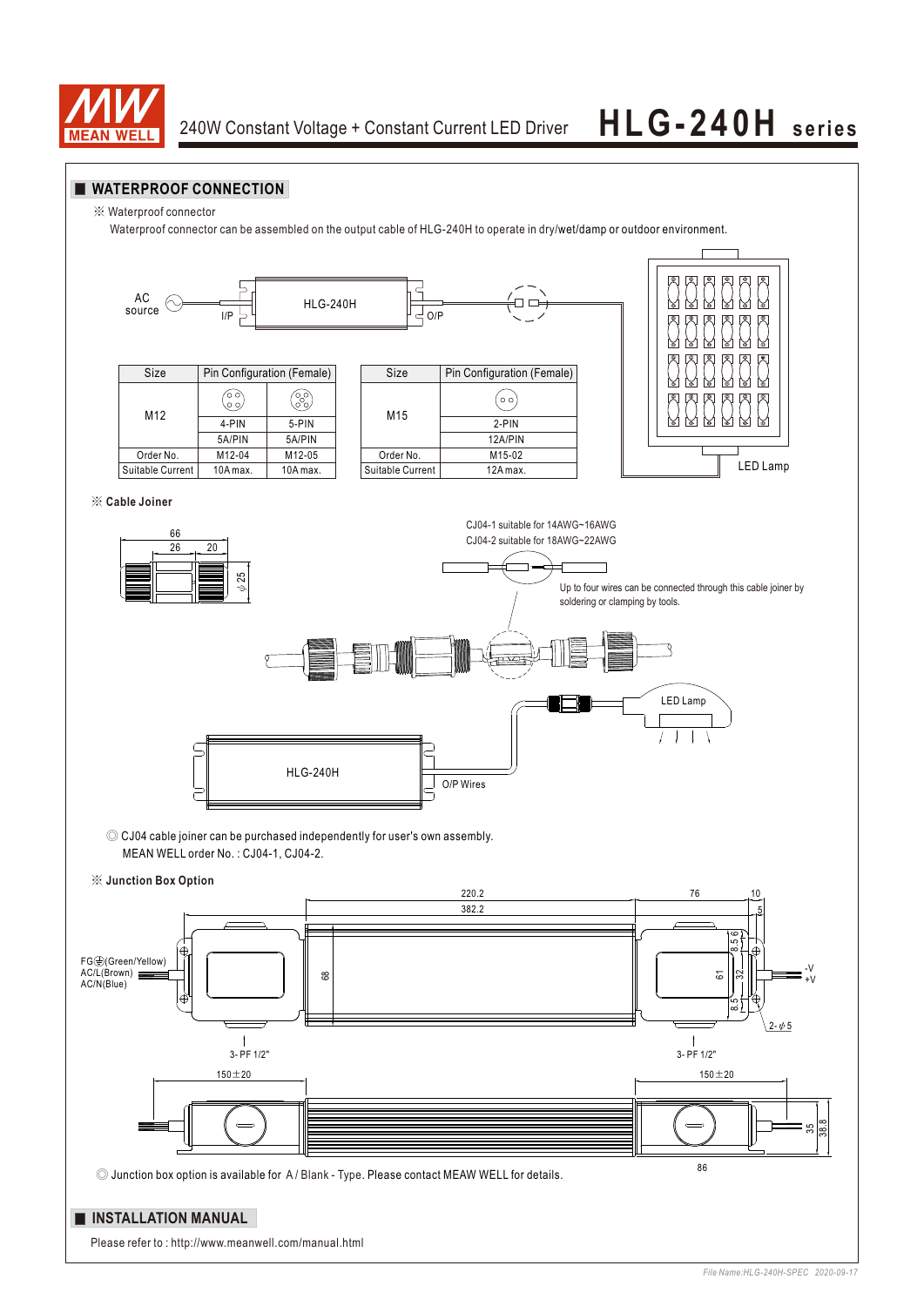## WATERPROOF CONNECTION

※ Waterproof connector

Waterproof connector can be assembled on the output cable of HLG-240H to operate in dry/wet/damp or outdoor environment.

AC source

I/P

HLG-240H

O/P

LED Lamp

| Size | Pin Configuration (Female) | |
|---|---|---|
| M12 | 4-PIN | 5-PIN |
| | 5A/PIN | 5A/PIN |
| Order No. | M12-04 | M12-05 |
| Suitable Current | 10A max. | 10A max. |

| Size | Pin Configuration (Female) |
|---|---|
| M15 | 2-PIN |
| | 12A/PIN |
| Order No. | M15-02 |
| Suitable Current | 12A max. |

※ **Cable Joiner**

66

26

20

ϕ 25

CJ04-1 suitable for 14AWG~16AWG

CJ04-2 suitable for 18AWG~22AWG

Up to four wires can be connected through this cable joiner by soldering or clamping by tools.

LED Lamp

HLG-240H

O/P Wires

◎ CJ04 cable joiner can be purchased independently for user's own assembly.
MEAN WELL order No. : CJ04-1, CJ04-2.

※ **Junction Box Option**

220.2

382.2

76

10

5

FG⏚(Green/Yellow)
AC/L(Brown)
AC/N(Blue)

68

61

32

8.5

6

8.5

-V
+V

2-ϕ5

3- PF 1/2"

3- PF 1/2"

150±20

150±20

35

38.8

86

◎ Junction box option is available for A / Blank - Type. Please contact MEAW WELL for details.

## INSTALLATION MANUAL

Please refer to : http://www.meanwell.com/manual.html